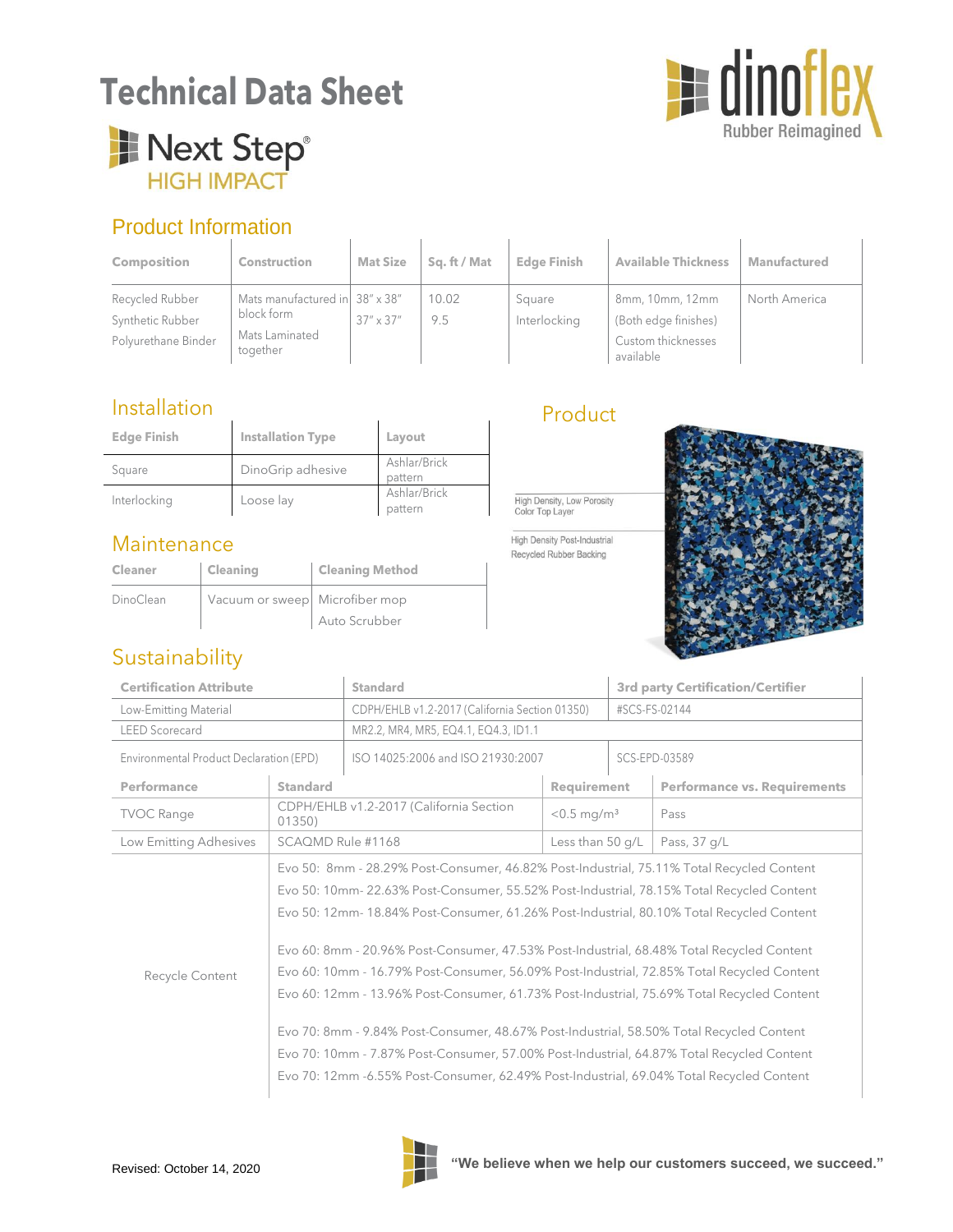# Technical Data Sheet

## Next Step® HIGH IMPACT

dinoflex Rubber Reimagined

## Product Information

| Composition | Construction | Mat Size | Sq. ft / Mat | Edge Finish | Available Thickness | Manufactured |
|---|---|---|---|---|---|---|
| Recycled Rubber<br>Synthetic Rubber<br>Polyurethane Binder | Mats manufactured in block form<br>Mats Laminated together | 38" x 38"<br>37" x 37" | 10.02<br>9.5 | Square<br>Interlocking | 8mm, 10mm, 12mm<br>(Both edge finishes)<br>Custom thicknesses available | North America |

## Installation

| Edge Finish | Installation Type | Layout |
|---|---|---|
| Square | DinoGrip adhesive | Ashlar/Brick pattern |
| Interlocking | Loose lay | Ashlar/Brick pattern |

## Product

High Density, Low Porosity Color Top Layer

High Density Post-Industrial Recycled Rubber Backing

## Maintenance

| Cleaner | Cleaning | Cleaning Method |
|---|---|---|
| DinoClean | Vacuum or sweep | Microfiber mop<br>Auto Scrubber |

## Sustainability

| Certification Attribute | Standard | 3rd party Certification/Certifier |
|---|---|---|
| Low-Emitting Material | CDPH/EHLB v1.2-2017 (California Section 01350) | #SCS-FS-02144 |
| LEED Scorecard | MR2.2, MR4, MR5, EQ4.1, EQ4.3, ID1.1 | |
| Environmental Product Declaration (EPD) | ISO 14025:2006 and ISO 21930:2007 | SCS-EPD-03589 |

| Performance | Standard | Requirement | Performance vs. Requirements |
|---|---|---|---|
| TVOC Range | CDPH/EHLB v1.2-2017 (California Section 01350) | <0.5 mg/m³ | Pass |
| Low Emitting Adhesives | SCAQMD Rule #1168 | Less than 50 g/L | Pass, 37 g/L |
| Recycle Content | Evo 50: 8mm - 28.29% Post-Consumer, 46.82% Post-Industrial, 75.11% Total Recycled Content<br>Evo 50: 10mm- 22.63% Post-Consumer, 55.52% Post-Industrial, 78.15% Total Recycled Content<br>Evo 50: 12mm- 18.84% Post-Consumer, 61.26% Post-Industrial, 80.10% Total Recycled Content<br><br>Evo 60: 8mm - 20.96% Post-Consumer, 47.53% Post-Industrial, 68.48% Total Recycled Content<br>Evo 60: 10mm - 16.79% Post-Consumer, 56.09% Post-Industrial, 72.85% Total Recycled Content<br>Evo 60: 12mm - 13.96% Post-Consumer, 61.73% Post-Industrial, 75.69% Total Recycled Content<br><br>Evo 70: 8mm - 9.84% Post-Consumer, 48.67% Post-Industrial, 58.50% Total Recycled Content<br>Evo 70: 10mm - 7.87% Post-Consumer, 57.00% Post-Industrial, 64.87% Total Recycled Content<br>Evo 70: 12mm -6.55% Post-Consumer, 62.49% Post-Industrial, 69.04% Total Recycled Content | | |

Revised: October 14, 2020

**"We believe when we help our customers succeed, we succeed."**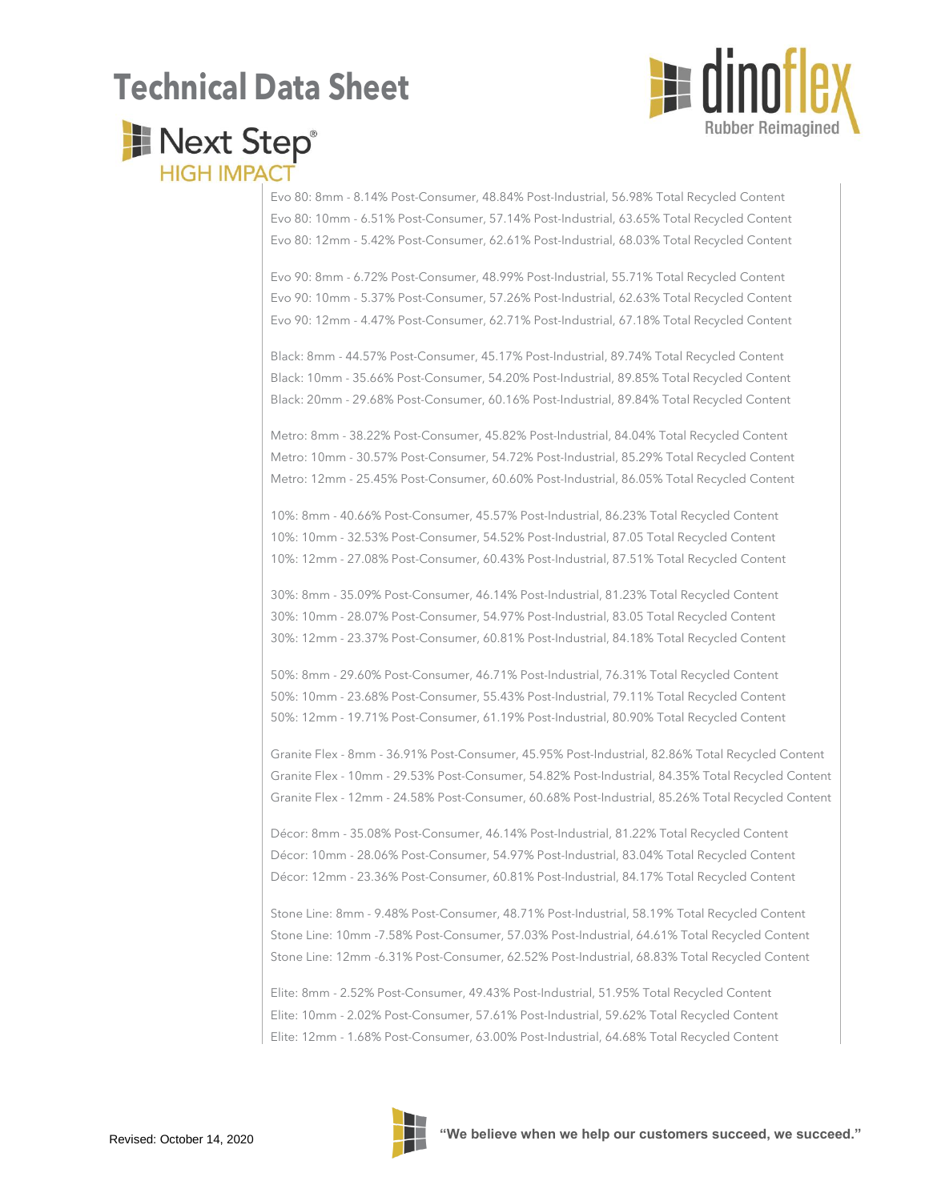# Technical Data Sheet

## Next Step® HIGH IMPACT

Evo 80: 8mm - 8.14% Post-Consumer, 48.84% Post-Industrial, 56.98% Total Recycled Content
Evo 80: 10mm - 6.51% Post-Consumer, 57.14% Post-Industrial, 63.65% Total Recycled Content
Evo 80: 12mm - 5.42% Post-Consumer, 62.61% Post-Industrial, 68.03% Total Recycled Content

Evo 90: 8mm - 6.72% Post-Consumer, 48.99% Post-Industrial, 55.71% Total Recycled Content
Evo 90: 10mm - 5.37% Post-Consumer, 57.26% Post-Industrial, 62.63% Total Recycled Content
Evo 90: 12mm - 4.47% Post-Consumer, 62.71% Post-Industrial, 67.18% Total Recycled Content

Black: 8mm - 44.57% Post-Consumer, 45.17% Post-Industrial, 89.74% Total Recycled Content
Black: 10mm - 35.66% Post-Consumer, 54.20% Post-Industrial, 89.85% Total Recycled Content
Black: 20mm - 29.68% Post-Consumer, 60.16% Post-Industrial, 89.84% Total Recycled Content

Metro: 8mm - 38.22% Post-Consumer, 45.82% Post-Industrial, 84.04% Total Recycled Content
Metro: 10mm - 30.57% Post-Consumer, 54.72% Post-Industrial, 85.29% Total Recycled Content
Metro: 12mm - 25.45% Post-Consumer, 60.60% Post-Industrial, 86.05% Total Recycled Content

10%: 8mm - 40.66% Post-Consumer, 45.57% Post-Industrial, 86.23% Total Recycled Content
10%: 10mm - 32.53% Post-Consumer, 54.52% Post-Industrial, 87.05 Total Recycled Content
10%: 12mm - 27.08% Post-Consumer, 60.43% Post-Industrial, 87.51% Total Recycled Content

30%: 8mm - 35.09% Post-Consumer, 46.14% Post-Industrial, 81.23% Total Recycled Content
30%: 10mm - 28.07% Post-Consumer, 54.97% Post-Industrial, 83.05 Total Recycled Content
30%: 12mm - 23.37% Post-Consumer, 60.81% Post-Industrial, 84.18% Total Recycled Content

50%: 8mm - 29.60% Post-Consumer, 46.71% Post-Industrial, 76.31% Total Recycled Content
50%: 10mm - 23.68% Post-Consumer, 55.43% Post-Industrial, 79.11% Total Recycled Content
50%: 12mm - 19.71% Post-Consumer, 61.19% Post-Industrial, 80.90% Total Recycled Content

Granite Flex - 8mm - 36.91% Post-Consumer, 45.95% Post-Industrial, 82.86% Total Recycled Content
Granite Flex - 10mm - 29.53% Post-Consumer, 54.82% Post-Industrial, 84.35% Total Recycled Content
Granite Flex - 12mm - 24.58% Post-Consumer, 60.68% Post-Industrial, 85.26% Total Recycled Content

Décor: 8mm - 35.08% Post-Consumer, 46.14% Post-Industrial, 81.22% Total Recycled Content
Décor: 10mm - 28.06% Post-Consumer, 54.97% Post-Industrial, 83.04% Total Recycled Content
Décor: 12mm - 23.36% Post-Consumer, 60.81% Post-Industrial, 84.17% Total Recycled Content

Stone Line: 8mm - 9.48% Post-Consumer, 48.71% Post-Industrial, 58.19% Total Recycled Content
Stone Line: 10mm -7.58% Post-Consumer, 57.03% Post-Industrial, 64.61% Total Recycled Content
Stone Line: 12mm -6.31% Post-Consumer, 62.52% Post-Industrial, 68.83% Total Recycled Content

Elite: 8mm - 2.52% Post-Consumer, 49.43% Post-Industrial, 51.95% Total Recycled Content
Elite: 10mm - 2.02% Post-Consumer, 57.61% Post-Industrial, 59.62% Total Recycled Content
Elite: 12mm - 1.68% Post-Consumer, 63.00% Post-Industrial, 64.68% Total Recycled Content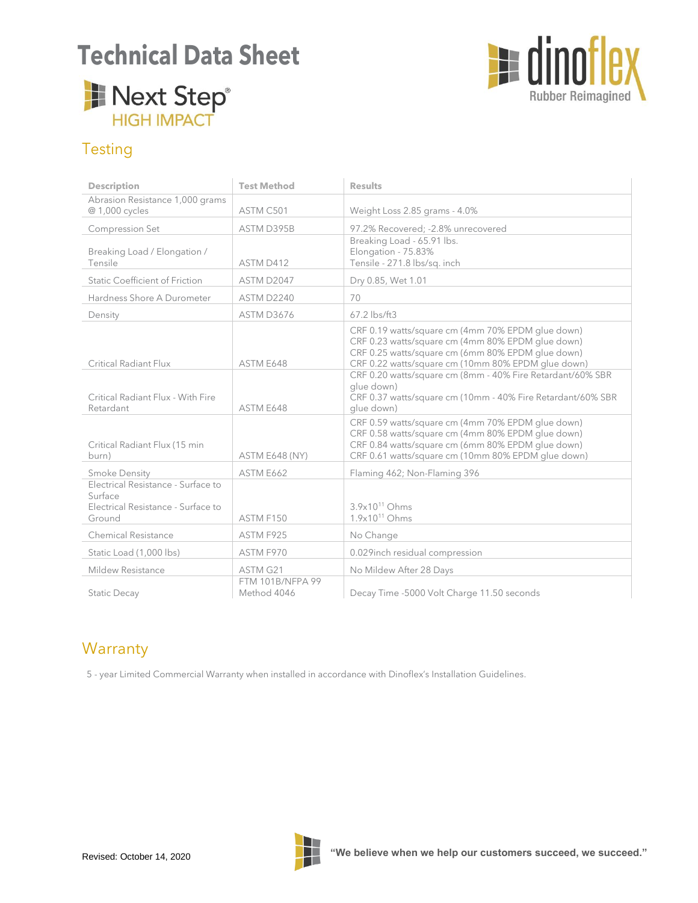# Technical Data Sheet

Next Step®
HIGH IMPACT

dinoflex
Rubber Reimagined

## Testing

| Description | Test Method | Results |
|---|---|---|
| Abrasion Resistance 1,000 grams @ 1,000 cycles | ASTM C501 | Weight Loss 2.85 grams - 4.0% |
| Compression Set | ASTM D395B | 97.2% Recovered; -2.8% unrecovered |
| Breaking Load / Elongation / Tensile | ASTM D412 | Breaking Load - 65.91 lbs.<br>Elongation - 75.83%<br>Tensile - 271.8 lbs/sq. inch |
| Static Coefficient of Friction | ASTM D2047 | Dry 0.85, Wet 1.01 |
| Hardness Shore A Durometer | ASTM D2240 | 70 |
| Density | ASTM D3676 | 67.2 lbs/ft3 |
| Critical Radiant Flux | ASTM E648 | CRF 0.19 watts/square cm (4mm 70% EPDM glue down)<br>CRF 0.23 watts/square cm (4mm 80% EPDM glue down)<br>CRF 0.25 watts/square cm (6mm 80% EPDM glue down)<br>CRF 0.22 watts/square cm (10mm 80% EPDM glue down) |
| Critical Radiant Flux - With Fire Retardant | ASTM E648 | CRF 0.20 watts/square cm (8mm - 40% Fire Retardant/60% SBR glue down)<br>CRF 0.37 watts/square cm (10mm - 40% Fire Retardant/60% SBR glue down) |
| Critical Radiant Flux (15 min burn) | ASTM E648 (NY) | CRF 0.59 watts/square cm (4mm 70% EPDM glue down)<br>CRF 0.58 watts/square cm (4mm 80% EPDM glue down)<br>CRF 0.84 watts/square cm (6mm 80% EPDM glue down)<br>CRF 0.61 watts/square cm (10mm 80% EPDM glue down) |
| Smoke Density | ASTM E662 | Flaming 462; Non-Flaming 396 |
| Electrical Resistance - Surface to Surface<br>Electrical Resistance - Surface to Ground | ASTM F150 | $3.9\text{x}10^{11}$ Ohms<br>$1.9\text{x}10^{11}$ Ohms |
| Chemical Resistance | ASTM F925 | No Change |
| Static Load (1,000 lbs) | ASTM F970 | 0.029inch residual compression |
| Mildew Resistance | ASTM G21 | No Mildew After 28 Days |
| Static Decay | FTM 101B/NFPA 99 Method 4046 | Decay Time -5000 Volt Charge 11.50 seconds |

## Warranty

5 - year Limited Commercial Warranty when installed in accordance with Dinoflex's Installation Guidelines.

Revised: October 14, 2020

**"We believe when we help our customers succeed, we succeed."**